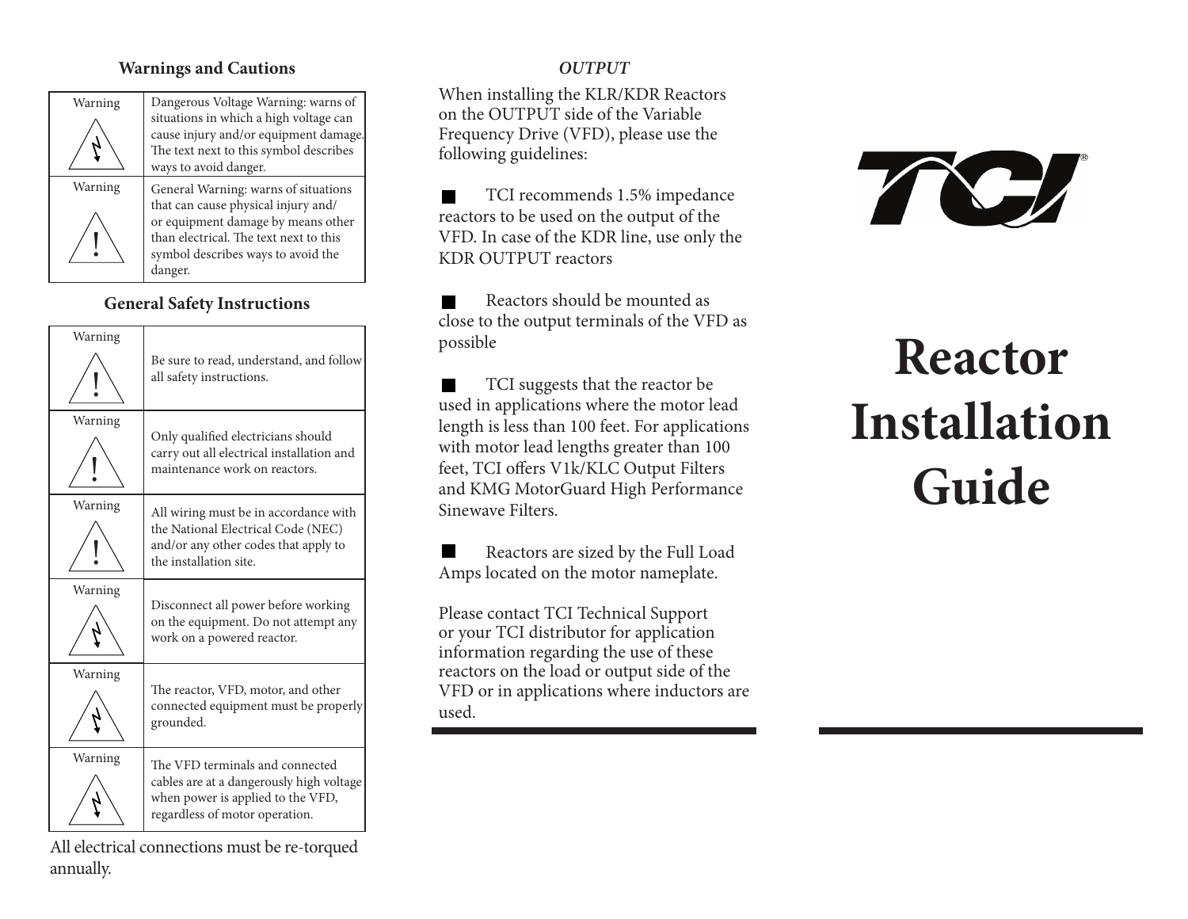## Warnings and Cautions

| | |
|---|---|
| Warning ⚠ (electrical) | Dangerous Voltage Warning: warns of situations in which a high voltage can cause injury and/or equipment damage. The text next to this symbol describes ways to avoid danger. |
| Warning ! | General Warning: warns of situations that can cause physical injury and/or equipment damage by means other than electrical. The text next to this symbol describes ways to avoid the danger. |

## General Safety Instructions

| | |
|---|---|
| Warning ! | Be sure to read, understand, and follow all safety instructions. |
| Warning ! | Only qualified electricians should carry out all electrical installation and maintenance work on reactors. |
| Warning ! | All wiring must be in accordance with the National Electrical Code (NEC) and/or any other codes that apply to the installation site. |
| Warning ⚠ (electrical) | Disconnect all power before working on the equipment. Do not attempt any work on a powered reactor. |
| Warning ⚠ (electrical) | The reactor, VFD, motor, and other connected equipment must be properly grounded. |
| Warning ⚠ (electrical) | The VFD terminals and connected cables are at a dangerously high voltage when power is applied to the VFD, regardless of motor operation. |

All electrical connections must be re-torqued annually.

### *OUTPUT*

When installing the KLR/KDR Reactors on the OUTPUT side of the Variable Frequency Drive (VFD), please use the following guidelines:

- TCI recommends 1.5% impedance reactors to be used on the output of the VFD. In case of the KDR line, use only the KDR OUTPUT reactors
- Reactors should be mounted as close to the output terminals of the VFD as possible
- TCI suggests that the reactor be used in applications where the motor lead length is less than 100 feet. For applications with motor lead lengths greater than 100 feet, TCI offers V1k/KLC Output Filters and KMG MotorGuard High Performance Sinewave Filters.
- Reactors are sized by the Full Load Amps located on the motor nameplate.

Please contact TCI Technical Support or your TCI distributor for application information regarding the use of these reactors on the load or output side of the VFD or in applications where inductors are used.

TCI®

# Reactor Installation Guide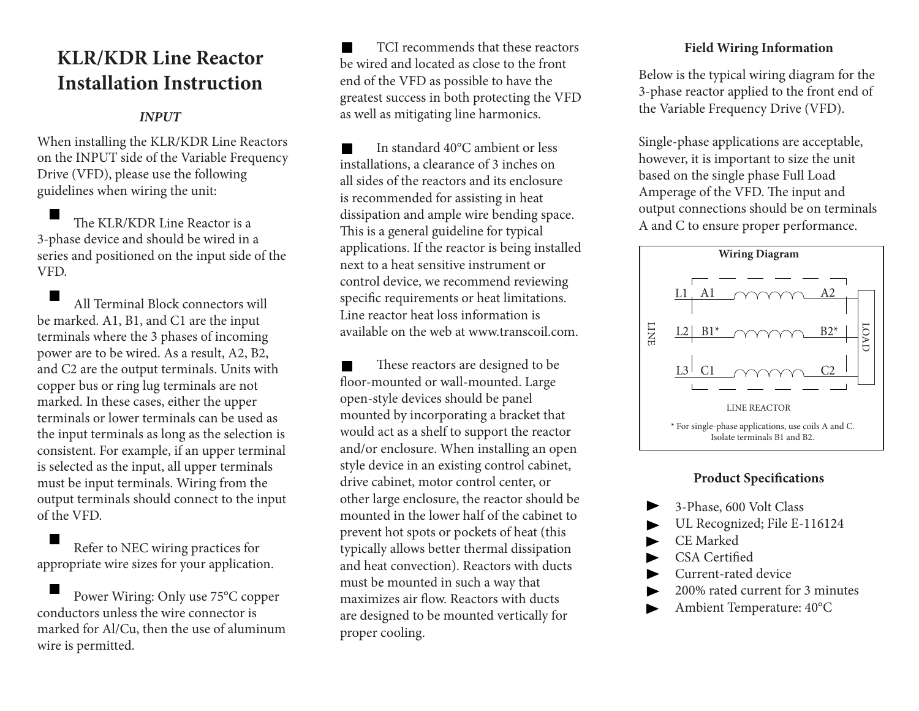# KLR/KDR Line Reactor Installation Instruction

### *INPUT*

When installing the KLR/KDR Line Reactors on the INPUT side of the Variable Frequency Drive (VFD), please use the following guidelines when wiring the unit:

- The KLR/KDR Line Reactor is a 3-phase device and should be wired in a series and positioned on the input side of the VFD.

- All Terminal Block connectors will be marked. A1, B1, and C1 are the input terminals where the 3 phases of incoming power are to be wired. As a result, A2, B2, and C2 are the output terminals. Units with copper bus or ring lug terminals are not marked. In these cases, either the upper terminals or lower terminals can be used as the input terminals as long as the selection is consistent. For example, if an upper terminal is selected as the input, all upper terminals must be input terminals. Wiring from the output terminals should connect to the input of the VFD.

- Refer to NEC wiring practices for appropriate wire sizes for your application.

- Power Wiring: Only use 75°C copper conductors unless the wire connector is marked for Al/Cu, then the use of aluminum wire is permitted.

- TCI recommends that these reactors be wired and located as close to the front end of the VFD as possible to have the greatest success in both protecting the VFD as well as mitigating line harmonics.

- In standard 40°C ambient or less installations, a clearance of 3 inches on all sides of the reactors and its enclosure is recommended for assisting in heat dissipation and ample wire bending space. This is a general guideline for typical applications. If the reactor is being installed next to a heat sensitive instrument or control device, we recommend reviewing specific requirements or heat limitations. Line reactor heat loss information is available on the web at www.transcoil.com.

- These reactors are designed to be floor-mounted or wall-mounted. Large open-style devices should be panel mounted by incorporating a bracket that would act as a shelf to support the reactor and/or enclosure. When installing an open style device in an existing control cabinet, drive cabinet, motor control center, or other large enclosure, the reactor should be mounted in the lower half of the cabinet to prevent hot spots or pockets of heat (this typically allows better thermal dissipation and heat convection). Reactors with ducts must be mounted in such a way that maximizes air flow. Reactors with ducts are designed to be mounted vertically for proper cooling.

### Field Wiring Information

Below is the typical wiring diagram for the 3-phase reactor applied to the front end of the Variable Frequency Drive (VFD).

Single-phase applications are acceptable, however, it is important to size the unit based on the single phase Full Load Amperage of the VFD. The input and output connections should be on terminals A and C to ensure proper performance.

**Wiring Diagram**

LINE

L1 A1 A2

L2 B1* B2*

L3 C1 C2

LOAD

LINE REACTOR

* For single-phase applications, use coils A and C. Isolate terminals B1 and B2.

### Product Specifications

- 3-Phase, 600 Volt Class
- UL Recognized; File E-116124
- CE Marked
- CSA Certified
- Current-rated device
- 200% rated current for 3 minutes
- Ambient Temperature: 40°C